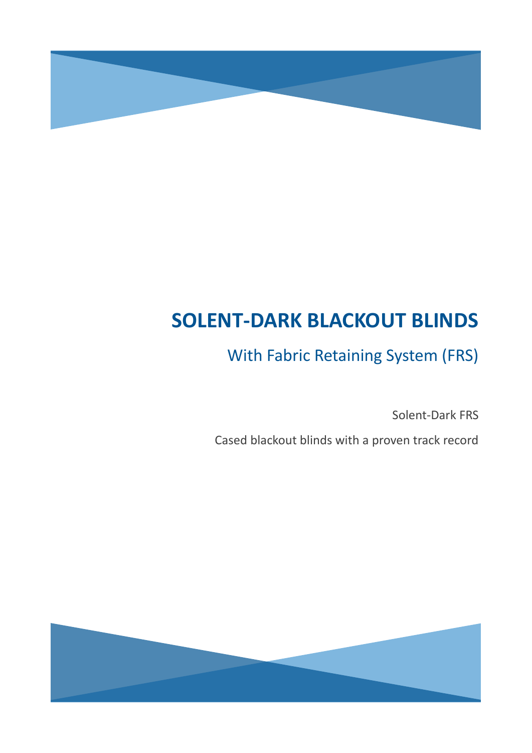# SOLENT-DARK BLACKOUT BLINDS

## With Fabric Retaining System (FRS)

Solent-Dark FRS

Cased blackout blinds with a proven track record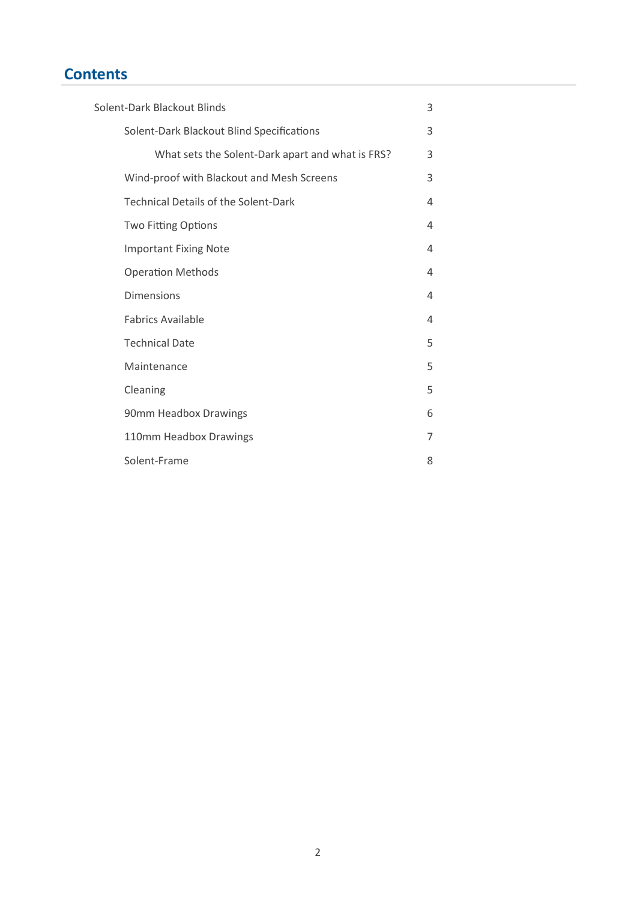## Contents

| | |
|---|---|
| Solent-Dark Blackout Blinds | 3 |
| Solent-Dark Blackout Blind Specifications | 3 |
| What sets the Solent-Dark apart and what is FRS? | 3 |
| Wind-proof with Blackout and Mesh Screens | 3 |
| Technical Details of the Solent-Dark | 4 |
| Two Fitting Options | 4 |
| Important Fixing Note | 4 |
| Operation Methods | 4 |
| Dimensions | 4 |
| Fabrics Available | 4 |
| Technical Date | 5 |
| Maintenance | 5 |
| Cleaning | 5 |
| 90mm Headbox Drawings | 6 |
| 110mm Headbox Drawings | 7 |
| Solent-Frame | 8 |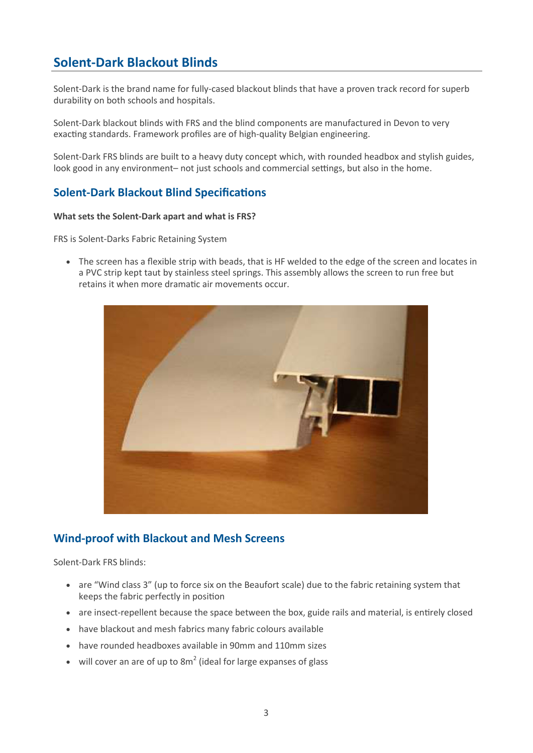## Solent-Dark Blackout Blinds

Solent-Dark is the brand name for fully-cased blackout blinds that have a proven track record for superb durability on both schools and hospitals.

Solent-Dark blackout blinds with FRS and the blind components are manufactured in Devon to very exacting standards. Framework profiles are of high-quality Belgian engineering.

Solent-Dark FRS blinds are built to a heavy duty concept which, with rounded headbox and stylish guides, look good in any environment– not just schools and commercial settings, but also in the home.

### Solent-Dark Blackout Blind Specifications

**What sets the Solent-Dark apart and what is FRS?**

FRS is Solent-Darks Fabric Retaining System

- The screen has a flexible strip with beads, that is HF welded to the edge of the screen and locates in a PVC strip kept taut by stainless steel springs. This assembly allows the screen to run free but retains it when more dramatic air movements occur.

### Wind-proof with Blackout and Mesh Screens

Solent-Dark FRS blinds:

- are "Wind class 3" (up to force six on the Beaufort scale) due to the fabric retaining system that keeps the fabric perfectly in position
- are insect-repellent because the space between the box, guide rails and material, is entirely closed
- have blackout and mesh fabrics many fabric colours available
- have rounded headboxes available in 90mm and 110mm sizes
- will cover an are of up to 8m$^2$ (ideal for large expanses of glass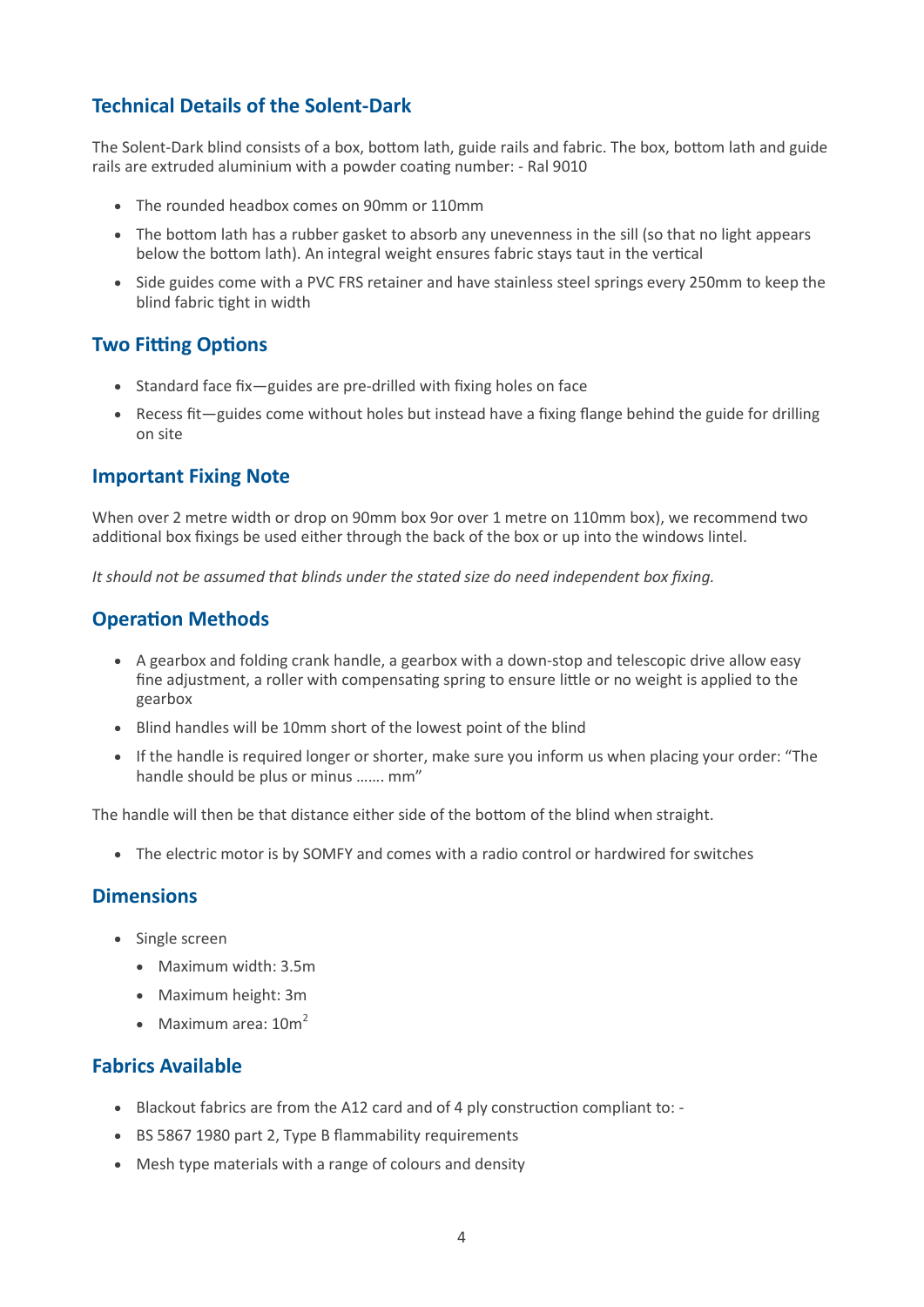## Technical Details of the Solent-Dark

The Solent-Dark blind consists of a box, bottom lath, guide rails and fabric. The box, bottom lath and guide rails are extruded aluminium with a powder coating number: - Ral 9010

- The rounded headbox comes on 90mm or 110mm
- The bottom lath has a rubber gasket to absorb any unevenness in the sill (so that no light appears below the bottom lath). An integral weight ensures fabric stays taut in the vertical
- Side guides come with a PVC FRS retainer and have stainless steel springs every 250mm to keep the blind fabric tight in width

## Two Fitting Options

- Standard face fix—guides are pre-drilled with fixing holes on face
- Recess fit—guides come without holes but instead have a fixing flange behind the guide for drilling on site

## Important Fixing Note

When over 2 metre width or drop on 90mm box 9or over 1 metre on 110mm box), we recommend two additional box fixings be used either through the back of the box or up into the windows lintel.

*It should not be assumed that blinds under the stated size do need independent box fixing.*

## Operation Methods

- A gearbox and folding crank handle, a gearbox with a down-stop and telescopic drive allow easy fine adjustment, a roller with compensating spring to ensure little or no weight is applied to the gearbox
- Blind handles will be 10mm short of the lowest point of the blind
- If the handle is required longer or shorter, make sure you inform us when placing your order: "The handle should be plus or minus ....... mm"

The handle will then be that distance either side of the bottom of the blind when straight.

- The electric motor is by SOMFY and comes with a radio control or hardwired for switches

## Dimensions

- Single screen
  - Maximum width: 3.5m
  - Maximum height: 3m
  - Maximum area: $10m^2$

## Fabrics Available

- Blackout fabrics are from the A12 card and of 4 ply construction compliant to: -
- BS 5867 1980 part 2, Type B flammability requirements
- Mesh type materials with a range of colours and density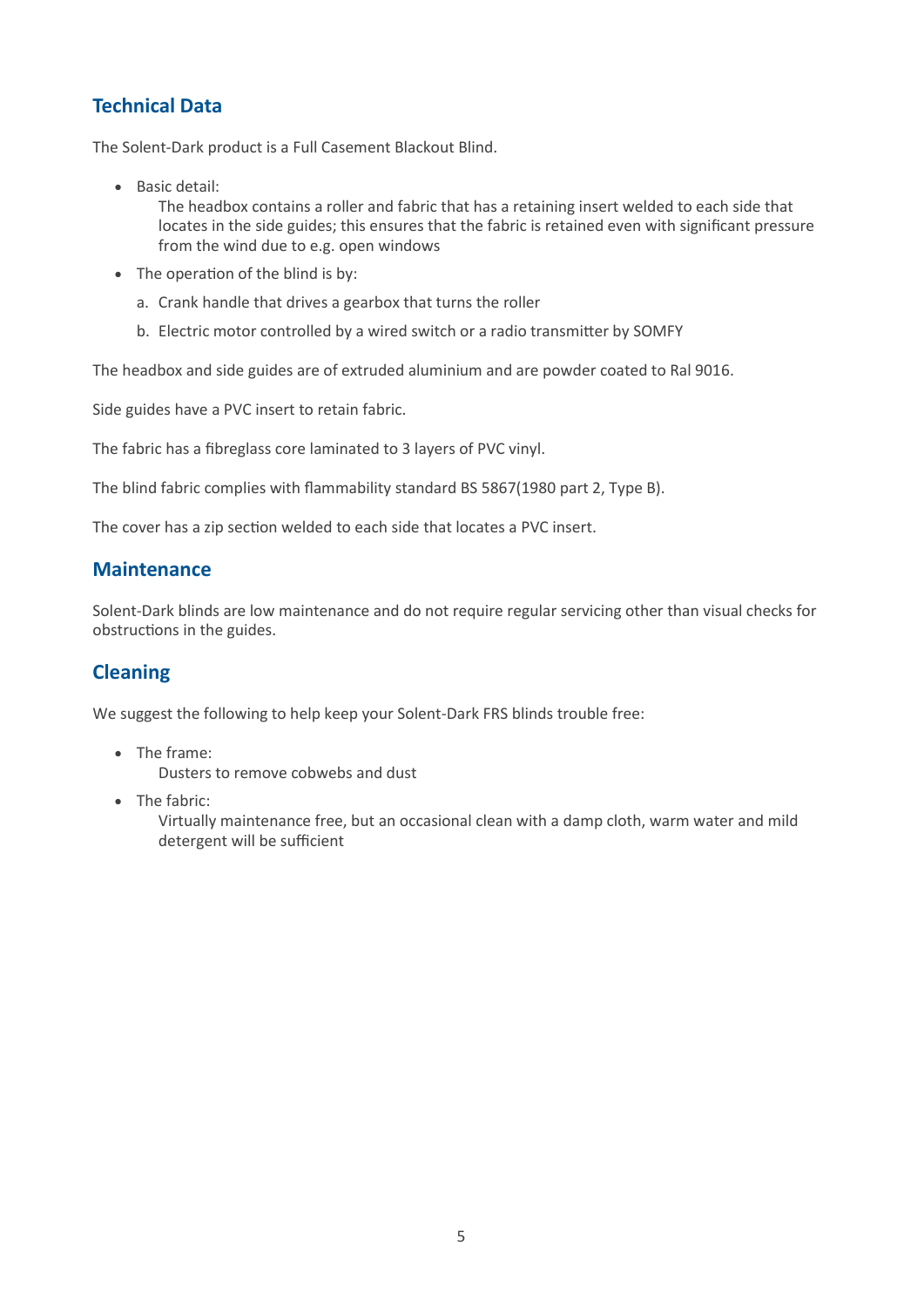## Technical Data

The Solent-Dark product is a Full Casement Blackout Blind.

- Basic detail:
  The headbox contains a roller and fabric that has a retaining insert welded to each side that locates in the side guides; this ensures that the fabric is retained even with significant pressure from the wind due to e.g. open windows
- The operation of the blind is by:
  a. Crank handle that drives a gearbox that turns the roller
  b. Electric motor controlled by a wired switch or a radio transmitter by SOMFY

The headbox and side guides are of extruded aluminium and are powder coated to Ral 9016.

Side guides have a PVC insert to retain fabric.

The fabric has a fibreglass core laminated to 3 layers of PVC vinyl.

The blind fabric complies with flammability standard BS 5867(1980 part 2, Type B).

The cover has a zip section welded to each side that locates a PVC insert.

## Maintenance

Solent-Dark blinds are low maintenance and do not require regular servicing other than visual checks for obstructions in the guides.

## Cleaning

We suggest the following to help keep your Solent-Dark FRS blinds trouble free:

- The frame:
  Dusters to remove cobwebs and dust
- The fabric:
  Virtually maintenance free, but an occasional clean with a damp cloth, warm water and mild detergent will be sufficient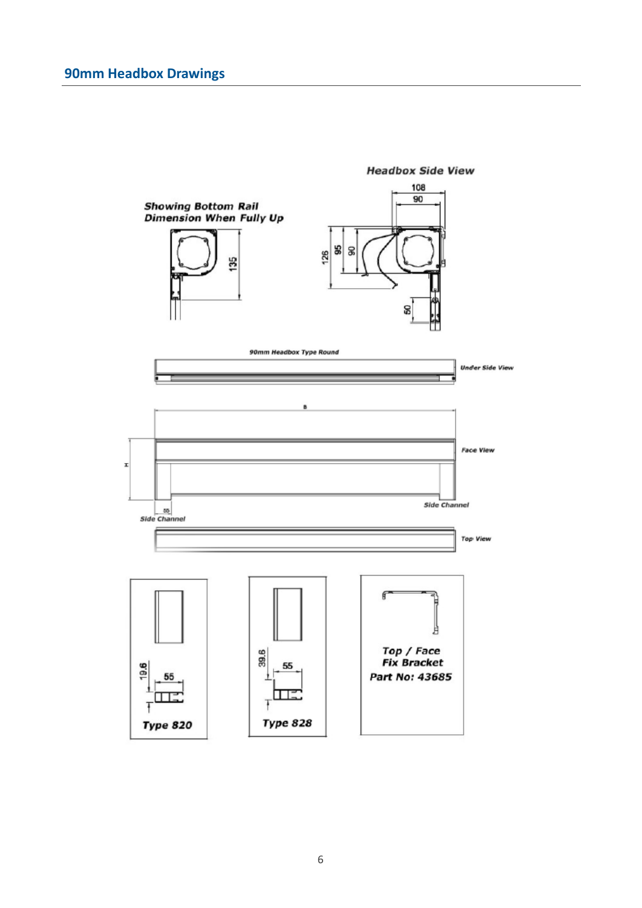## 90mm Headbox Drawings

**Headbox Side View**

108

90

126

95

90

60

**Showing Bottom Rail Dimension When Fully Up**

135

*90mm Headbox Type Round*

*Under Side View*

B

H

*Face View*

*Side Channel*

55

*Side Channel*

*Top View*

19.6

55

**Type 820**

39.6

55

**Type 828**

**Top / Face Fix Bracket**
**Part No: 43685**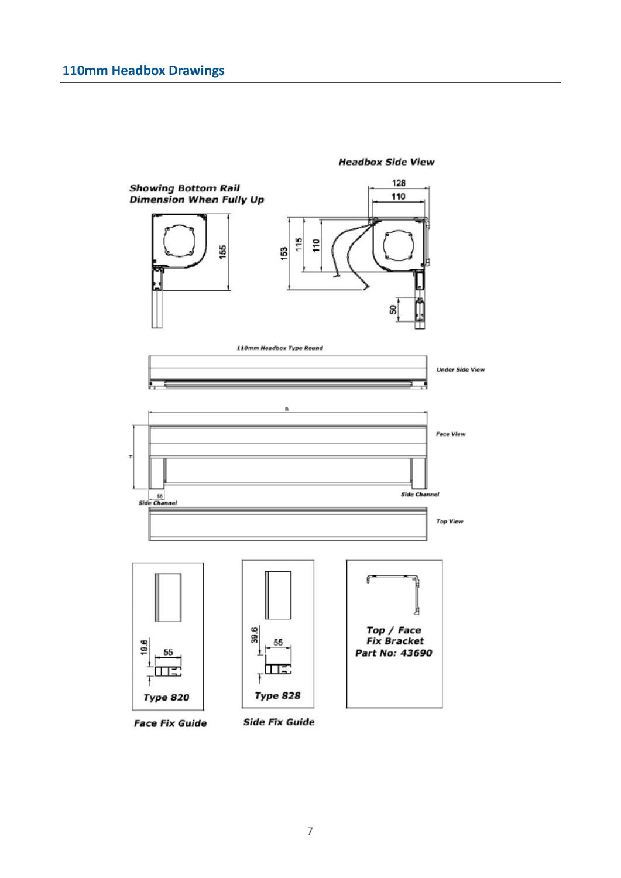## 110mm Headbox Drawings

**Headbox Side View**

**Showing Bottom Rail Dimension When Fully Up**

155

128

110

153

115

110

50

*110mm Headbox Type Round*

*Under Side View*

B

*Face View*

H

55

*Side Channel*

*Side Channel*

*Top View*

19.6

55

**Type 820**

**Face Fix Guide**

39.6

55

**Type 828**

**Side Fix Guide**

**Top / Face Fix Bracket Part No: 43690**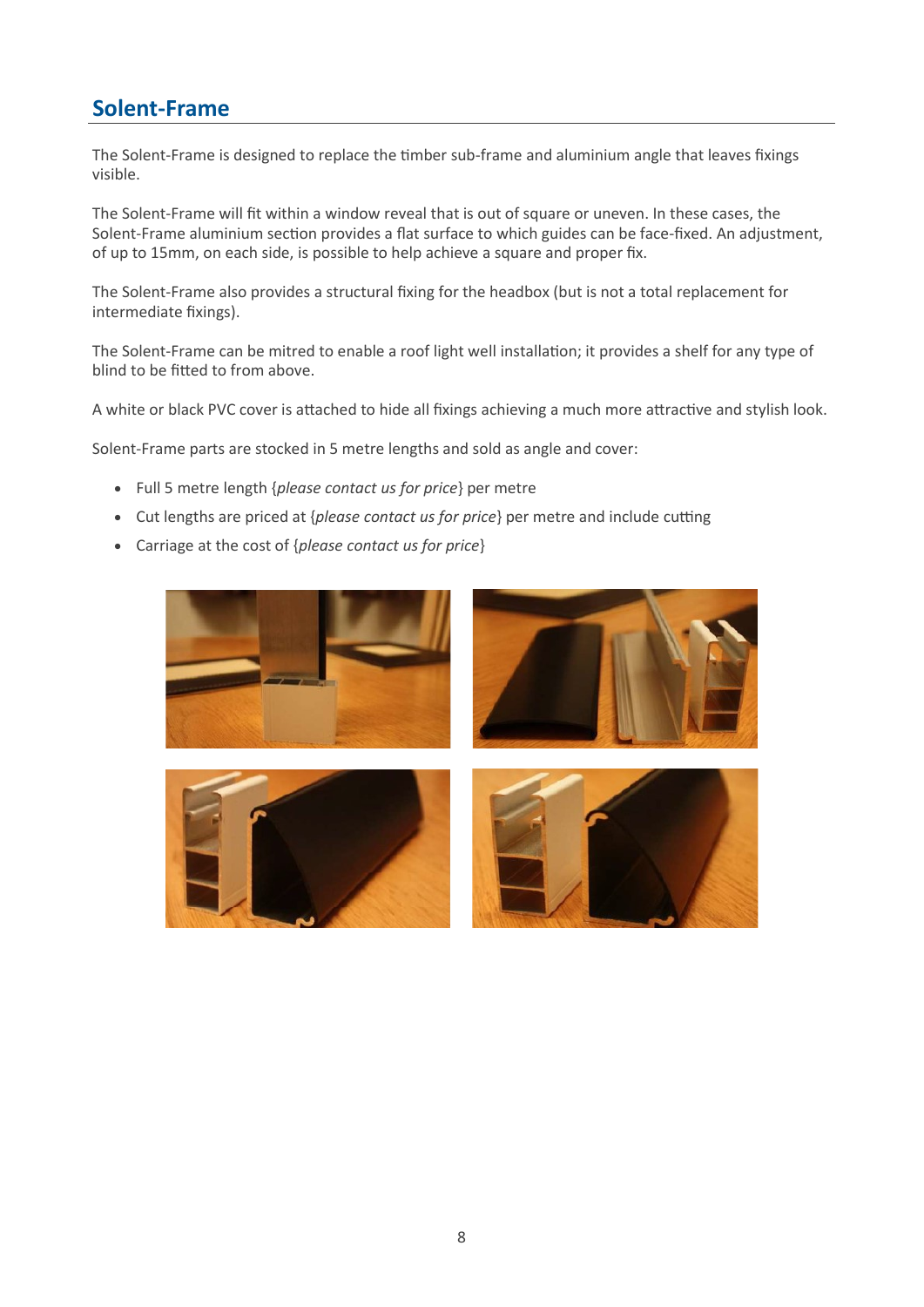## Solent-Frame

The Solent-Frame is designed to replace the timber sub-frame and aluminium angle that leaves fixings visible.

The Solent-Frame will fit within a window reveal that is out of square or uneven. In these cases, the Solent-Frame aluminium section provides a flat surface to which guides can be face-fixed. An adjustment, of up to 15mm, on each side, is possible to help achieve a square and proper fix.

The Solent-Frame also provides a structural fixing for the headbox (but is not a total replacement for intermediate fixings).

The Solent-Frame can be mitred to enable a roof light well installation; it provides a shelf for any type of blind to be fitted to from above.

A white or black PVC cover is attached to hide all fixings achieving a much more attractive and stylish look.

Solent-Frame parts are stocked in 5 metre lengths and sold as angle and cover:

- Full 5 metre length {*please contact us for price*} per metre
- Cut lengths are priced at {*please contact us for price*} per metre and include cutting
- Carriage at the cost of {*please contact us for price*}